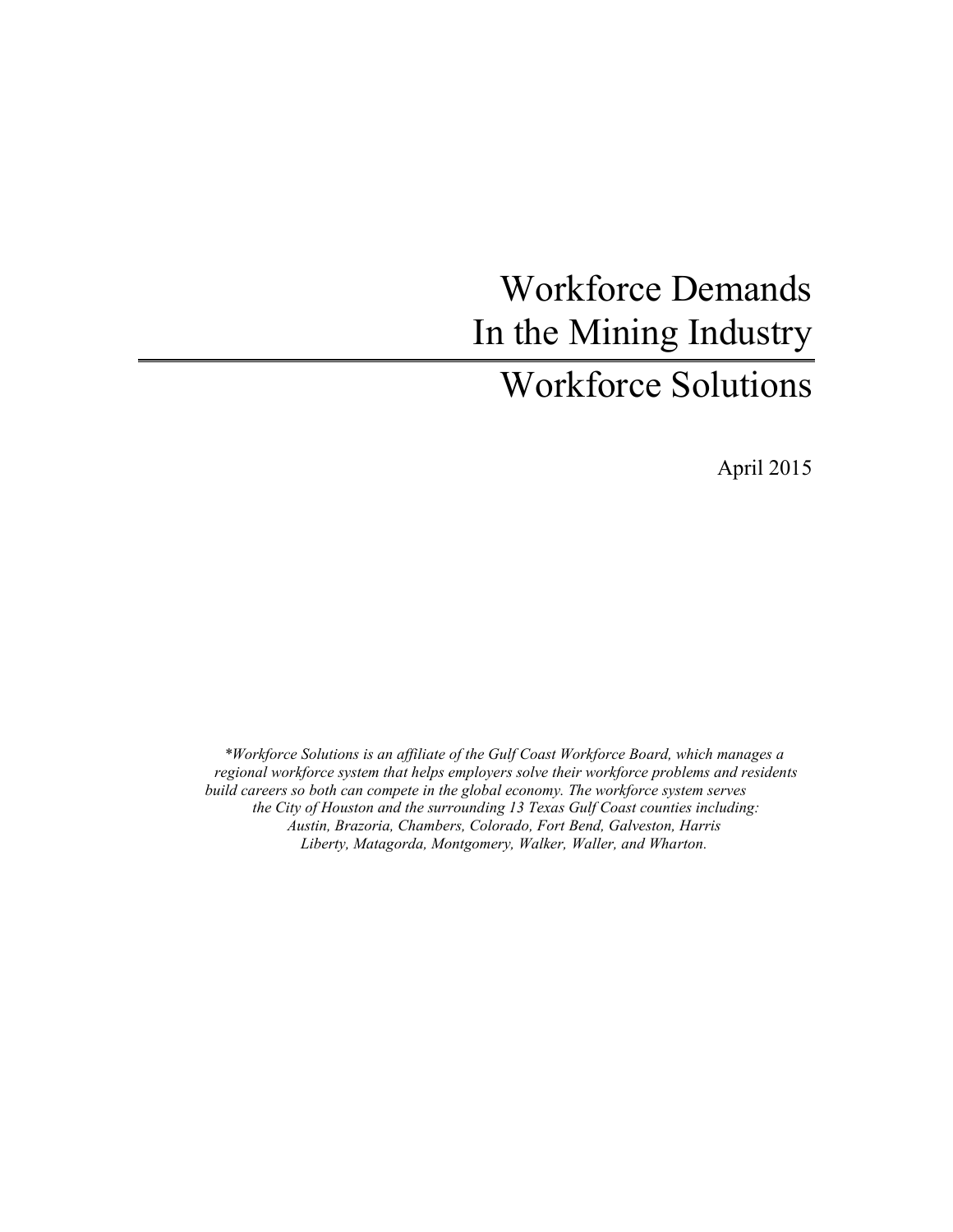# Workforce Demands In the Mining Industry

## Workforce Solutions

April 2015

*\*Workforce Solutions is an affiliate of the Gulf Coast Workforce Board, which manages a regional workforce system that helps employers solve their workforce problems and residents build careers so both can compete in the global economy. The workforce system serves the City of Houston and the surrounding 13 Texas Gulf Coast counties including: Austin, Brazoria, Chambers, Colorado, Fort Bend, Galveston, Harris Liberty, Matagorda, Montgomery, Walker, Waller, and Wharton.*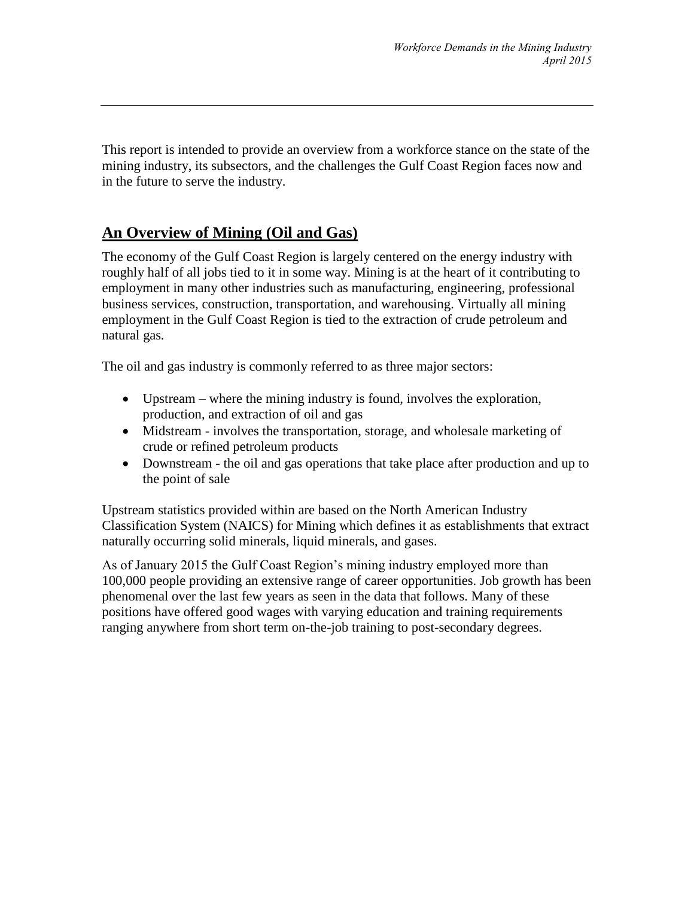This report is intended to provide an overview from a workforce stance on the state of the mining industry, its subsectors, and the challenges the Gulf Coast Region faces now and in the future to serve the industry.

## An Overview of Mining (Oil and Gas)

The economy of the Gulf Coast Region is largely centered on the energy industry with roughly half of all jobs tied to it in some way. Mining is at the heart of it contributing to employment in many other industries such as manufacturing, engineering, professional business services, construction, transportation, and warehousing. Virtually all mining employment in the Gulf Coast Region is tied to the extraction of crude petroleum and natural gas.

The oil and gas industry is commonly referred to as three major sectors:

- Upstream – where the mining industry is found, involves the exploration, production, and extraction of oil and gas
- Midstream - involves the transportation, storage, and wholesale marketing of crude or refined petroleum products
- Downstream - the oil and gas operations that take place after production and up to the point of sale

Upstream statistics provided within are based on the North American Industry Classification System (NAICS) for Mining which defines it as establishments that extract naturally occurring solid minerals, liquid minerals, and gases.

As of January 2015 the Gulf Coast Region's mining industry employed more than 100,000 people providing an extensive range of career opportunities. Job growth has been phenomenal over the last few years as seen in the data that follows. Many of these positions have offered good wages with varying education and training requirements ranging anywhere from short term on-the-job training to post-secondary degrees.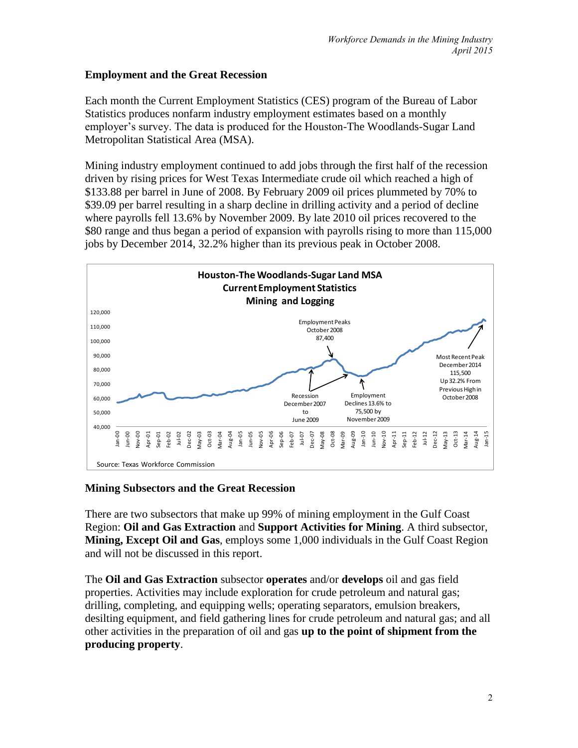## Employment and the Great Recession

Each month the Current Employment Statistics (CES) program of the Bureau of Labor Statistics produces nonfarm industry employment estimates based on a monthly employer's survey. The data is produced for the Houston-The Woodlands-Sugar Land Metropolitan Statistical Area (MSA).

Mining industry employment continued to add jobs through the first half of the recession driven by rising prices for West Texas Intermediate crude oil which reached a high of $133.88 per barrel in June of 2008. By February 2009 oil prices plummeted by 70% to $39.09 per barrel resulting in a sharp decline in drilling activity and a period of decline where payrolls fell 13.6% by November 2009. By late 2010 oil prices recovered to the $80 range and thus began a period of expansion with payrolls rising to more than 115,000 jobs by December 2014, 32.2% higher than its previous peak in October 2008.

**Houston-The Woodlands-Sugar Land MSA**
**Current Employment Statistics**
**Mining and Logging**

Employment Peaks October 2008 87,400

Recession December 2007 to June 2009

Employment Declines 13.6% to 75,500 by November 2009

Most Recent Peak December 2014 115,500 Up 32.2% From Previous High in October 2008

Source: Texas Workforce Commission

## Mining Subsectors and the Great Recession

There are two subsectors that make up 99% of mining employment in the Gulf Coast Region: **Oil and Gas Extraction** and **Support Activities for Mining**. A third subsector, **Mining, Except Oil and Gas**, employs some 1,000 individuals in the Gulf Coast Region and will not be discussed in this report.

The **Oil and Gas Extraction** subsector **operates** and/or **develops** oil and gas field properties. Activities may include exploration for crude petroleum and natural gas; drilling, completing, and equipping wells; operating separators, emulsion breakers, desilting equipment, and field gathering lines for crude petroleum and natural gas; and all other activities in the preparation of oil and gas **up to the point of shipment from the producing property**.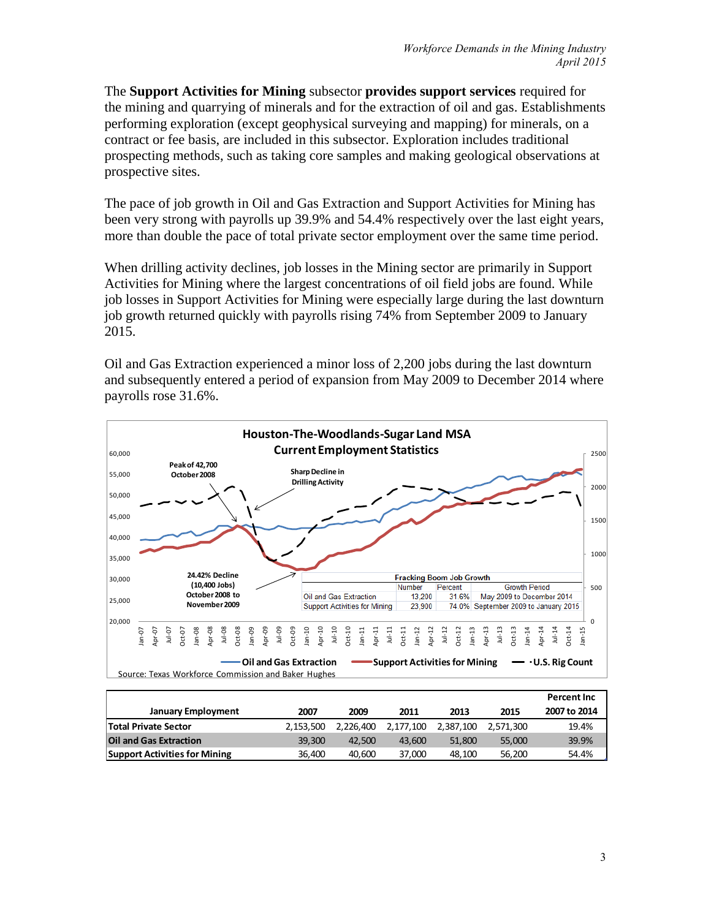The **Support Activities for Mining** subsector **provides support services** required for the mining and quarrying of minerals and for the extraction of oil and gas. Establishments performing exploration (except geophysical surveying and mapping) for minerals, on a contract or fee basis, are included in this subsector. Exploration includes traditional prospecting methods, such as taking core samples and making geological observations at prospective sites.

The pace of job growth in Oil and Gas Extraction and Support Activities for Mining has been very strong with payrolls up 39.9% and 54.4% respectively over the last eight years, more than double the pace of total private sector employment over the same time period.

When drilling activity declines, job losses in the Mining sector are primarily in Support Activities for Mining where the largest concentrations of oil field jobs are found. While job losses in Support Activities for Mining were especially large during the last downturn job growth returned quickly with payrolls rising 74% from September 2009 to January 2015.

Oil and Gas Extraction experienced a minor loss of 2,200 jobs during the last downturn and subsequently entered a period of expansion from May 2009 to December 2014 where payrolls rose 31.6%.

**Houston-The-Woodlands-Sugar Land MSA**
**Current Employment Statistics**

Peak of 42,700 October 2008

Sharp Decline in Drilling Activity

24.42% Decline (10,400 Jobs) October 2008 to November 2009

| Fracking Boom Job Growth | Number | Percent | Growth Period |
|---|---|---|---|
| Oil and Gas Extraction | 13,200 | 31.6% | May 2009 to December 2014 |
| Support Activities for Mining | 23,900 | 74.0% | September 2009 to January 2015 |

Oil and Gas Extraction — Support Activities for Mining — U.S. Rig Count

Source: Texas Workforce Commission and Baker Hughes

| January Employment | 2007 | 2009 | 2011 | 2013 | 2015 | Percent Inc 2007 to 2014 |
|---|---|---|---|---|---|---|
| **Total Private Sector** | 2,153,500 | 2,226,400 | 2,177,100 | 2,387,100 | 2,571,300 | 19.4% |
| **Oil and Gas Extraction** | 39,300 | 42,500 | 43,600 | 51,800 | 55,000 | 39.9% |
| **Support Activities for Mining** | 36,400 | 40,600 | 37,000 | 48,100 | 56,200 | 54.4% |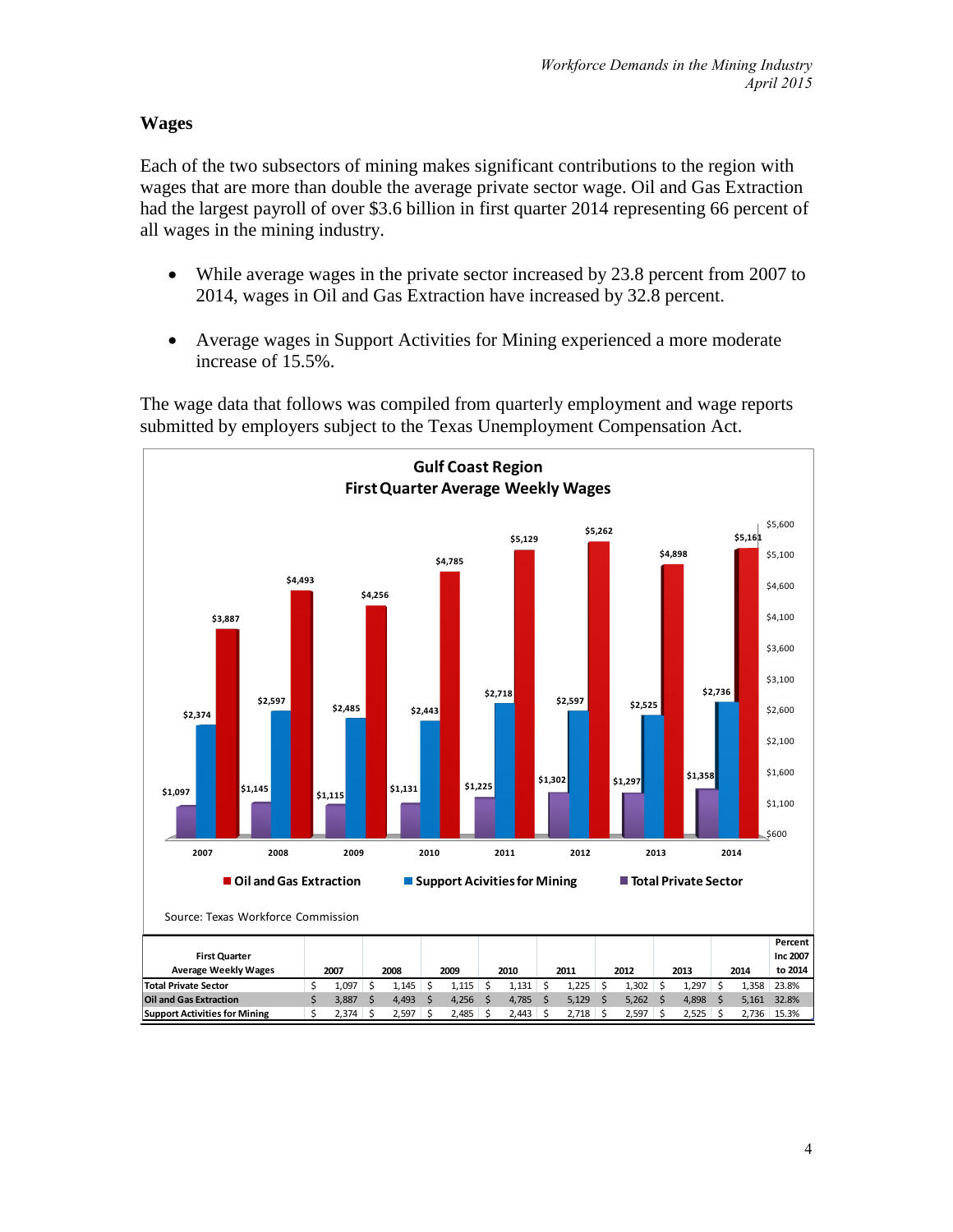## Wages

Each of the two subsectors of mining makes significant contributions to the region with wages that are more than double the average private sector wage. Oil and Gas Extraction had the largest payroll of over $3.6 billion in first quarter 2014 representing 66 percent of all wages in the mining industry.

- While average wages in the private sector increased by 23.8 percent from 2007 to 2014, wages in Oil and Gas Extraction have increased by 32.8 percent.
- Average wages in Support Activities for Mining experienced a more moderate increase of 15.5%.

The wage data that follows was compiled from quarterly employment and wage reports submitted by employers subject to the Texas Unemployment Compensation Act.

**Gulf Coast Region**
**First Quarter Average Weekly Wages**

Source: Texas Workforce Commission

| First Quarter Average Weekly Wages | 2007 | 2008 | 2009 | 2010 | 2011 | 2012 | 2013 | 2014 | Percent Inc 2007 to 2014 |
|---|---|---|---|---|---|---|---|---|---|
| Total Private Sector | $ 1,097 | $ 1,145 | $ 1,115 | $ 1,131 | $ 1,225 | $ 1,302 | $ 1,297 | $ 1,358 | 23.8% |
| Oil and Gas Extraction | $ 3,887 | $ 4,493 | $ 4,256 | $ 4,785 | $ 5,129 | $ 5,262 | $ 4,898 | $ 5,161 | 32.8% |
| Support Activities for Mining | $ 2,374 | $ 2,597 | $ 2,485 | $ 2,443 | $ 2,718 | $ 2,597 | $ 2,525 | $ 2,736 | 15.3% |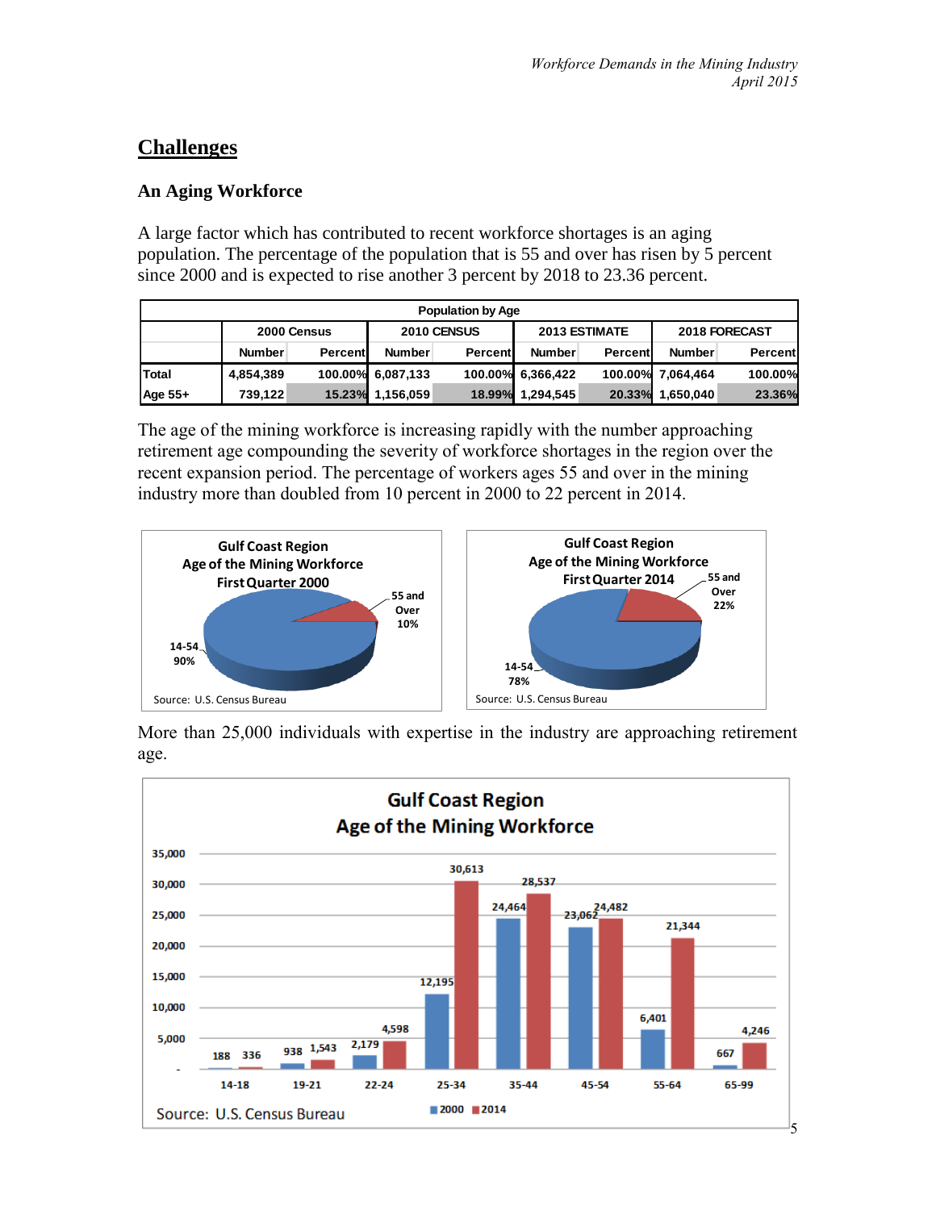## Challenges

### An Aging Workforce

A large factor which has contributed to recent workforce shortages is an aging population. The percentage of the population that is 55 and over has risen by 5 percent since 2000 and is expected to rise another 3 percent by 2018 to 23.36 percent.

| Population by Age | | | | | | | | |
|---|---|---|---|---|---|---|---|---|
| | 2000 Census | | 2010 CENSUS | | 2013 ESTIMATE | | 2018 FORECAST | |
| | Number | Percent | Number | Percent | Number | Percent | Number | Percent |
| Total | 4,854,389 | 100.00% | 6,087,133 | 100.00% | 6,366,422 | 100.00% | 7,064,464 | 100.00% |
| Age 55+ | 739,122 | 15.23% | 1,156,059 | 18.99% | 1,294,545 | 20.33% | 1,650,040 | 23.36% |

The age of the mining workforce is increasing rapidly with the number approaching retirement age compounding the severity of workforce shortages in the region over the recent expansion period. The percentage of workers ages 55 and over in the mining industry more than doubled from 10 percent in 2000 to 22 percent in 2014.

**Gulf Coast Region Age of the Mining Workforce First Quarter 2000**

| Age | Percent |
|---|---|
| 14-54 | 90% |
| 55 and Over | 10% |

Source: U.S. Census Bureau

**Gulf Coast Region Age of the Mining Workforce First Quarter 2014**

| Age | Percent |
|---|---|
| 14-54 | 78% |
| 55 and Over | 22% |

Source: U.S. Census Bureau

More than 25,000 individuals with expertise in the industry are approaching retirement age.

**Gulf Coast Region Age of the Mining Workforce**

| Age | 2000 | 2014 |
|---|---|---|
| 14-18 | 188 | 336 |
| 19-21 | 938 | 1,543 |
| 22-24 | 2,179 | 4,598 |
| 25-34 | 12,195 | 30,613 |
| 35-44 | 24,464 | 28,537 |
| 45-54 | 23,062 | 24,482 |
| 55-64 | 6,401 | 21,344 |
| 65-99 | 667 | 4,246 |

Source: U.S. Census Bureau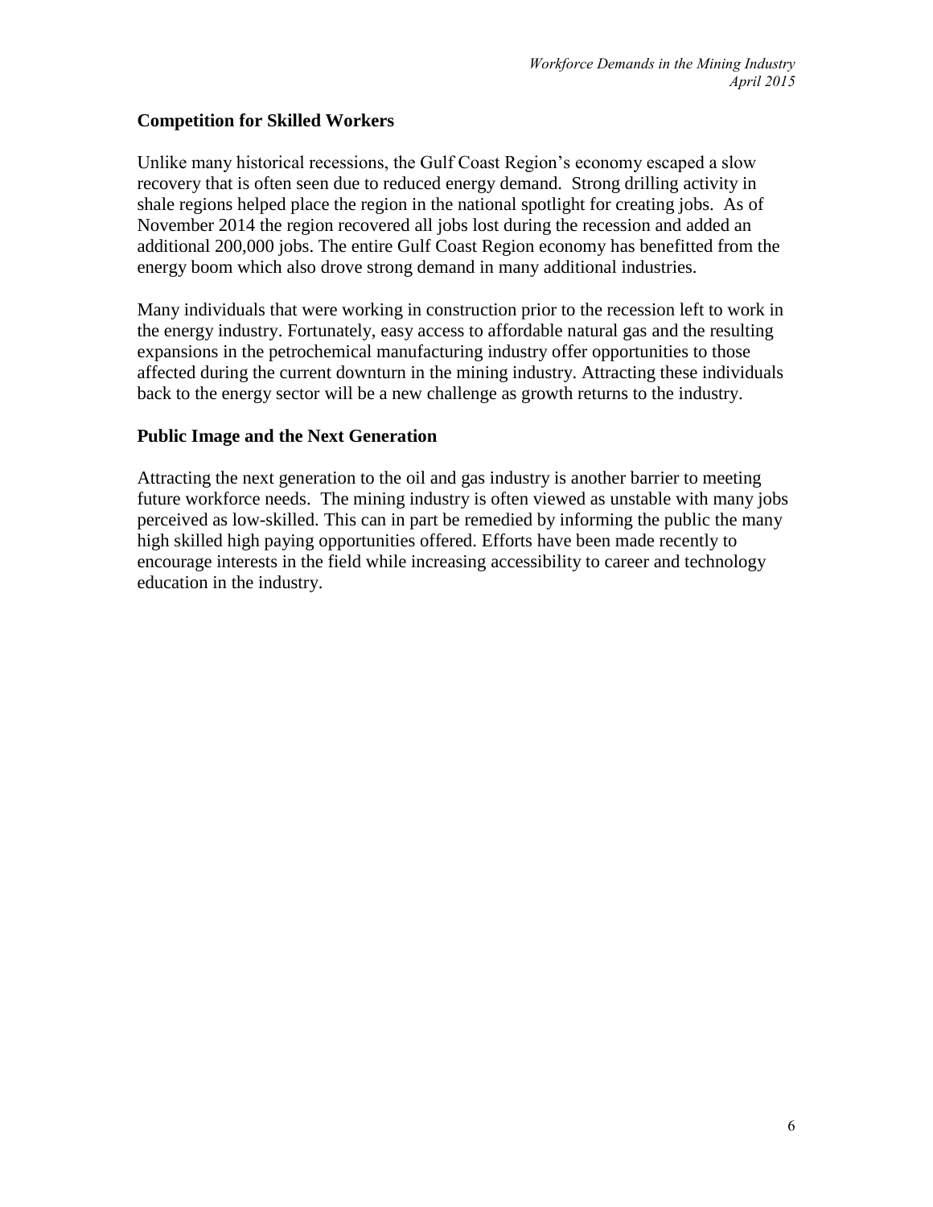## Competition for Skilled Workers

Unlike many historical recessions, the Gulf Coast Region's economy escaped a slow recovery that is often seen due to reduced energy demand. Strong drilling activity in shale regions helped place the region in the national spotlight for creating jobs. As of November 2014 the region recovered all jobs lost during the recession and added an additional 200,000 jobs. The entire Gulf Coast Region economy has benefitted from the energy boom which also drove strong demand in many additional industries.

Many individuals that were working in construction prior to the recession left to work in the energy industry. Fortunately, easy access to affordable natural gas and the resulting expansions in the petrochemical manufacturing industry offer opportunities to those affected during the current downturn in the mining industry. Attracting these individuals back to the energy sector will be a new challenge as growth returns to the industry.

## Public Image and the Next Generation

Attracting the next generation to the oil and gas industry is another barrier to meeting future workforce needs. The mining industry is often viewed as unstable with many jobs perceived as low-skilled. This can in part be remedied by informing the public the many high skilled high paying opportunities offered. Efforts have been made recently to encourage interests in the field while increasing accessibility to career and technology education in the industry.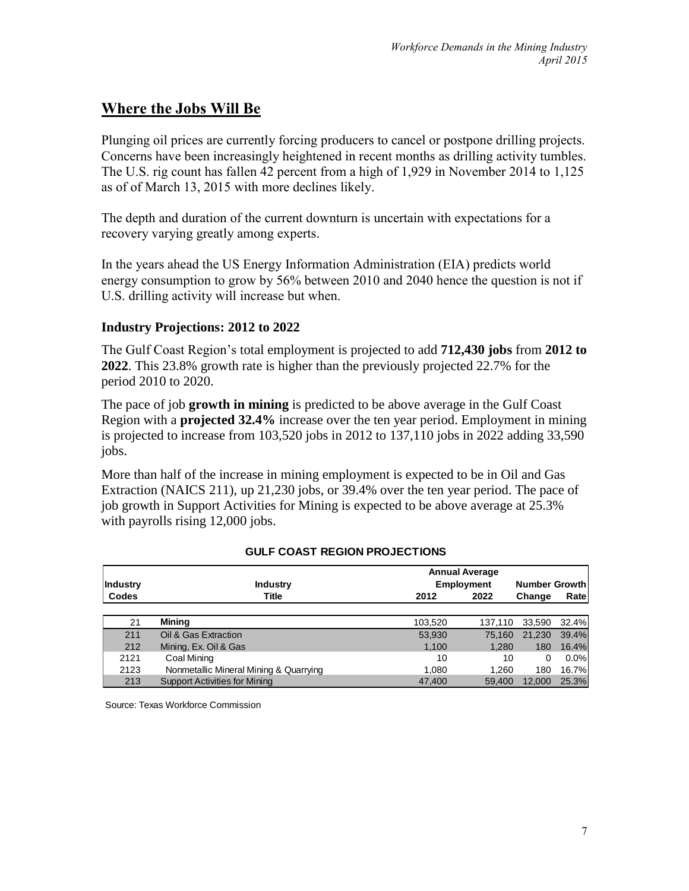## Where the Jobs Will Be

Plunging oil prices are currently forcing producers to cancel or postpone drilling projects. Concerns have been increasingly heightened in recent months as drilling activity tumbles. The U.S. rig count has fallen 42 percent from a high of 1,929 in November 2014 to 1,125 as of of March 13, 2015 with more declines likely.

The depth and duration of the current downturn is uncertain with expectations for a recovery varying greatly among experts.

In the years ahead the US Energy Information Administration (EIA) predicts world energy consumption to grow by 56% between 2010 and 2040 hence the question is not if U.S. drilling activity will increase but when.

### Industry Projections: 2012 to 2022

The Gulf Coast Region's total employment is projected to add **712,430 jobs** from **2012 to 2022**. This 23.8% growth rate is higher than the previously projected 22.7% for the period 2010 to 2020.

The pace of job **growth in mining** is predicted to be above average in the Gulf Coast Region with a **projected 32.4%** increase over the ten year period. Employment in mining is projected to increase from 103,520 jobs in 2012 to 137,110 jobs in 2022 adding 33,590 jobs.

More than half of the increase in mining employment is expected to be in Oil and Gas Extraction (NAICS 211), up 21,230 jobs, or 39.4% over the ten year period. The pace of job growth in Support Activities for Mining is expected to be above average at 25.3% with payrolls rising 12,000 jobs.

**GULF COAST REGION PROJECTIONS**

| Industry Codes | Industry Title | Annual Average Employment 2012 | Annual Average Employment 2022 | Number Growth Change | Growth Rate |
|---|---|---|---|---|---|
| 21 | **Mining** | 103,520 | 137,110 | 33,590 | 32.4% |
| 211 | Oil & Gas Extraction | 53,930 | 75,160 | 21,230 | 39.4% |
| 212 | Mining, Ex. Oil & Gas | 1,100 | 1,280 | 180 | 16.4% |
| 2121 | Coal Mining | 10 | 10 | 0 | 0.0% |
| 2123 | Nonmetallic Mineral Mining & Quarrying | 1,080 | 1,260 | 180 | 16.7% |
| 213 | Support Activities for Mining | 47,400 | 59,400 | 12,000 | 25.3% |

Source: Texas Workforce Commission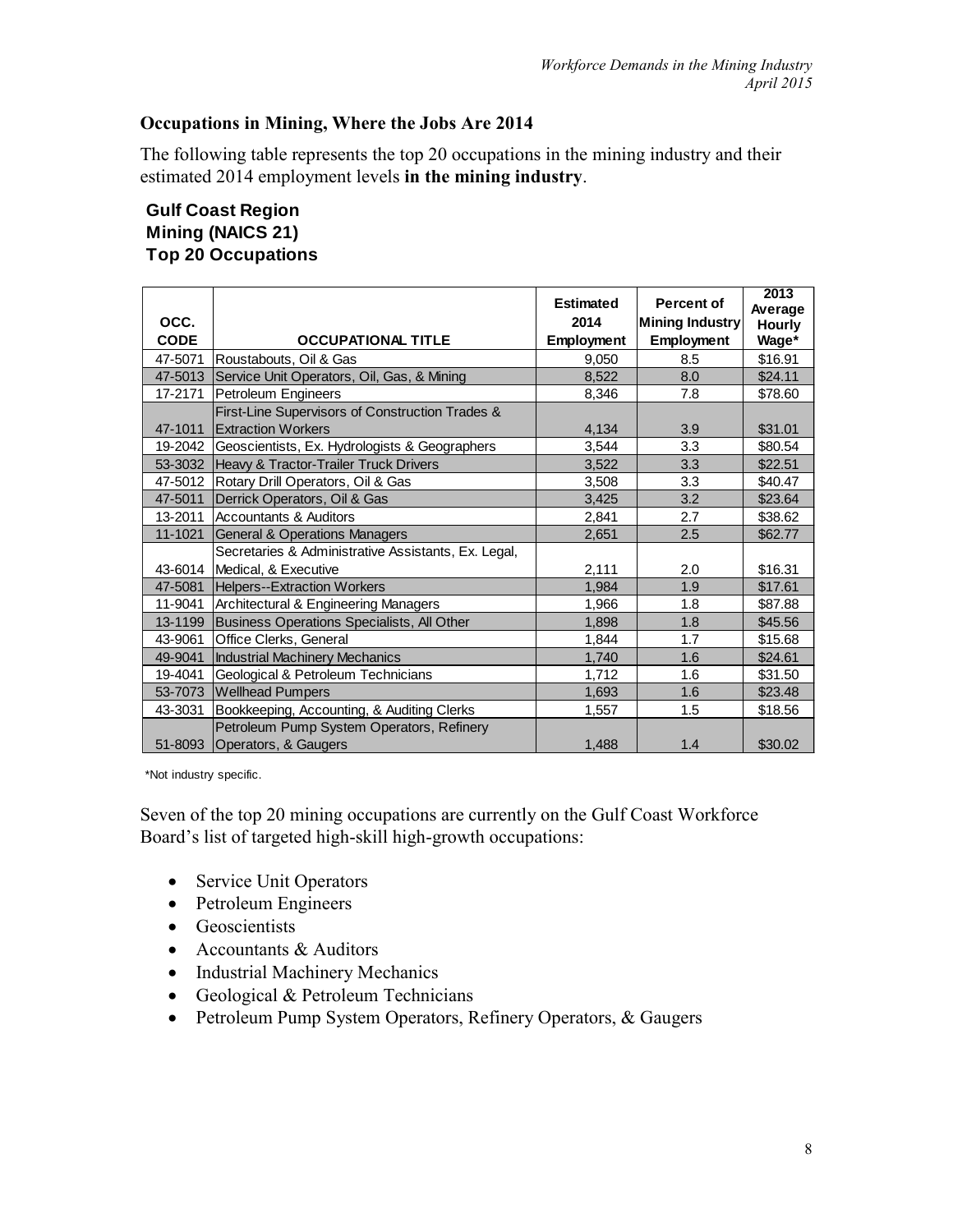### Occupations in Mining, Where the Jobs Are 2014

The following table represents the top 20 occupations in the mining industry and their estimated 2014 employment levels **in the mining industry**.

**Gulf Coast Region**
**Mining (NAICS 21)**
**Top 20 Occupations**

| OCC. CODE | OCCUPATIONAL TITLE | Estimated 2014 Employment | Percent of Mining Industry Employment | 2013 Average Hourly Wage* |
|---|---|---|---|---|
| 47-5071 | Roustabouts, Oil & Gas | 9,050 | 8.5 | $16.91 |
| 47-5013 | Service Unit Operators, Oil, Gas, & Mining | 8,522 | 8.0 | $24.11 |
| 17-2171 | Petroleum Engineers | 8,346 | 7.8 | $78.60 |
| 47-1011 | First-Line Supervisors of Construction Trades & Extraction Workers | 4,134 | 3.9 | $31.01 |
| 19-2042 | Geoscientists, Ex. Hydrologists & Geographers | 3,544 | 3.3 | $80.54 |
| 53-3032 | Heavy & Tractor-Trailer Truck Drivers | 3,522 | 3.3 | $22.51 |
| 47-5012 | Rotary Drill Operators, Oil & Gas | 3,508 | 3.3 | $40.47 |
| 47-5011 | Derrick Operators, Oil & Gas | 3,425 | 3.2 | $23.64 |
| 13-2011 | Accountants & Auditors | 2,841 | 2.7 | $38.62 |
| 11-1021 | General & Operations Managers | 2,651 | 2.5 | $62.77 |
| 43-6014 | Secretaries & Administrative Assistants, Ex. Legal, Medical, & Executive | 2,111 | 2.0 | $16.31 |
| 47-5081 | Helpers--Extraction Workers | 1,984 | 1.9 | $17.61 |
| 11-9041 | Architectural & Engineering Managers | 1,966 | 1.8 | $87.88 |
| 13-1199 | Business Operations Specialists, All Other | 1,898 | 1.8 | $45.56 |
| 43-9061 | Office Clerks, General | 1,844 | 1.7 | $15.68 |
| 49-9041 | Industrial Machinery Mechanics | 1,740 | 1.6 | $24.61 |
| 19-4041 | Geological & Petroleum Technicians | 1,712 | 1.6 | $31.50 |
| 53-7073 | Wellhead Pumpers | 1,693 | 1.6 | $23.48 |
| 43-3031 | Bookkeeping, Accounting, & Auditing Clerks | 1,557 | 1.5 | $18.56 |
| 51-8093 | Petroleum Pump System Operators, Refinery Operators, & Gaugers | 1,488 | 1.4 | $30.02 |

*Not industry specific.

Seven of the top 20 mining occupations are currently on the Gulf Coast Workforce Board's list of targeted high-skill high-growth occupations:

- Service Unit Operators
- Petroleum Engineers
- Geoscientists
- Accountants & Auditors
- Industrial Machinery Mechanics
- Geological & Petroleum Technicians
- Petroleum Pump System Operators, Refinery Operators, & Gaugers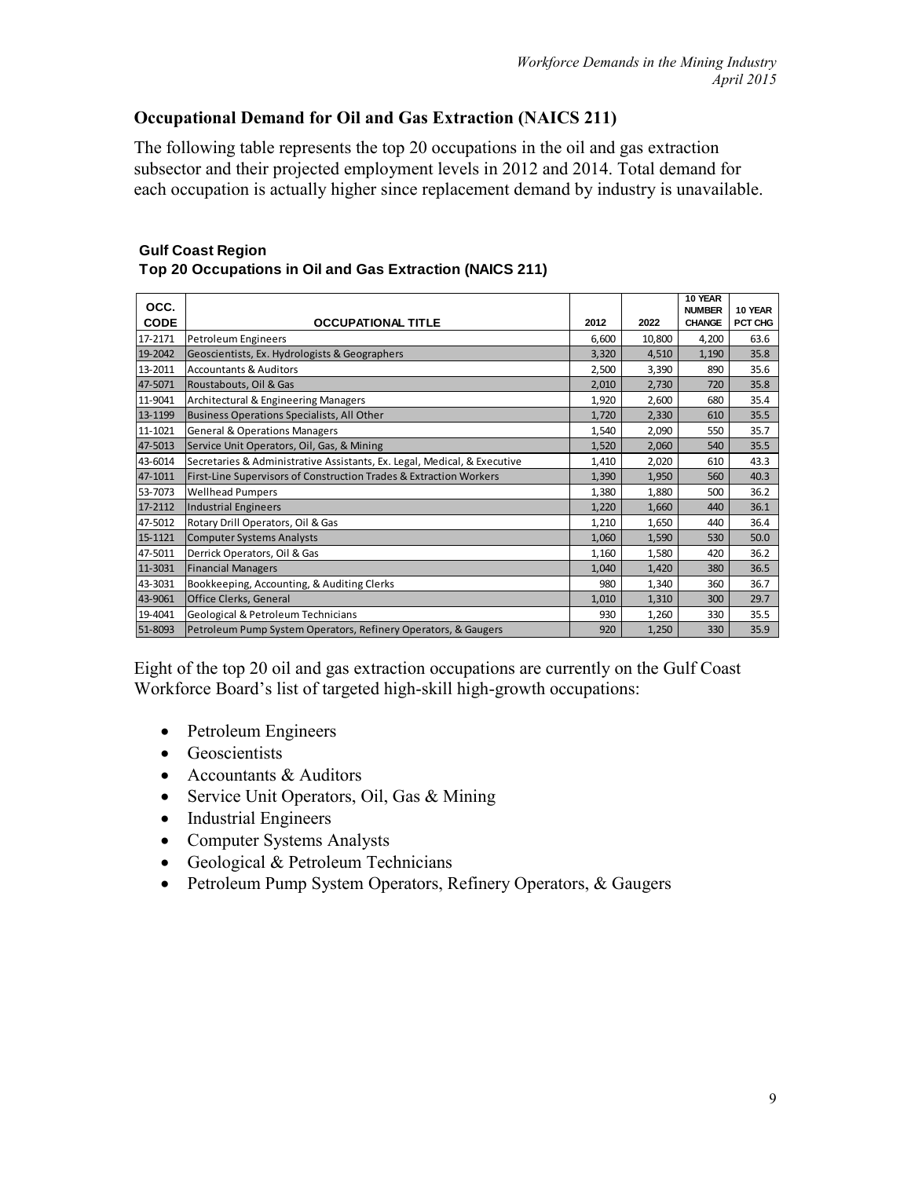## Occupational Demand for Oil and Gas Extraction (NAICS 211)

The following table represents the top 20 occupations in the oil and gas extraction subsector and their projected employment levels in 2012 and 2014. Total demand for each occupation is actually higher since replacement demand by industry is unavailable.

**Gulf Coast Region**
**Top 20 Occupations in Oil and Gas Extraction (NAICS 211)**

| OCC. CODE | OCCUPATIONAL TITLE | 2012 | 2022 | 10 YEAR NUMBER CHANGE | 10 YEAR PCT CHG |
|---|---|---|---|---|---|
| 17-2171 | Petroleum Engineers | 6,600 | 10,800 | 4,200 | 63.6 |
| 19-2042 | Geoscientists, Ex. Hydrologists & Geographers | 3,320 | 4,510 | 1,190 | 35.8 |
| 13-2011 | Accountants & Auditors | 2,500 | 3,390 | 890 | 35.6 |
| 47-5071 | Roustabouts, Oil & Gas | 2,010 | 2,730 | 720 | 35.8 |
| 11-9041 | Architectural & Engineering Managers | 1,920 | 2,600 | 680 | 35.4 |
| 13-1199 | Business Operations Specialists, All Other | 1,720 | 2,330 | 610 | 35.5 |
| 11-1021 | General & Operations Managers | 1,540 | 2,090 | 550 | 35.7 |
| 47-5013 | Service Unit Operators, Oil, Gas, & Mining | 1,520 | 2,060 | 540 | 35.5 |
| 43-6014 | Secretaries & Administrative Assistants, Ex. Legal, Medical, & Executive | 1,410 | 2,020 | 610 | 43.3 |
| 47-1011 | First-Line Supervisors of Construction Trades & Extraction Workers | 1,390 | 1,950 | 560 | 40.3 |
| 53-7073 | Wellhead Pumpers | 1,380 | 1,880 | 500 | 36.2 |
| 17-2112 | Industrial Engineers | 1,220 | 1,660 | 440 | 36.1 |
| 47-5012 | Rotary Drill Operators, Oil & Gas | 1,210 | 1,650 | 440 | 36.4 |
| 15-1121 | Computer Systems Analysts | 1,060 | 1,590 | 530 | 50.0 |
| 47-5011 | Derrick Operators, Oil & Gas | 1,160 | 1,580 | 420 | 36.2 |
| 11-3031 | Financial Managers | 1,040 | 1,420 | 380 | 36.5 |
| 43-3031 | Bookkeeping, Accounting, & Auditing Clerks | 980 | 1,340 | 360 | 36.7 |
| 43-9061 | Office Clerks, General | 1,010 | 1,310 | 300 | 29.7 |
| 19-4041 | Geological & Petroleum Technicians | 930 | 1,260 | 330 | 35.5 |
| 51-8093 | Petroleum Pump System Operators, Refinery Operators, & Gaugers | 920 | 1,250 | 330 | 35.9 |

Eight of the top 20 oil and gas extraction occupations are currently on the Gulf Coast Workforce Board's list of targeted high-skill high-growth occupations:

- Petroleum Engineers
- Geoscientists
- Accountants & Auditors
- Service Unit Operators, Oil, Gas & Mining
- Industrial Engineers
- Computer Systems Analysts
- Geological & Petroleum Technicians
- Petroleum Pump System Operators, Refinery Operators, & Gaugers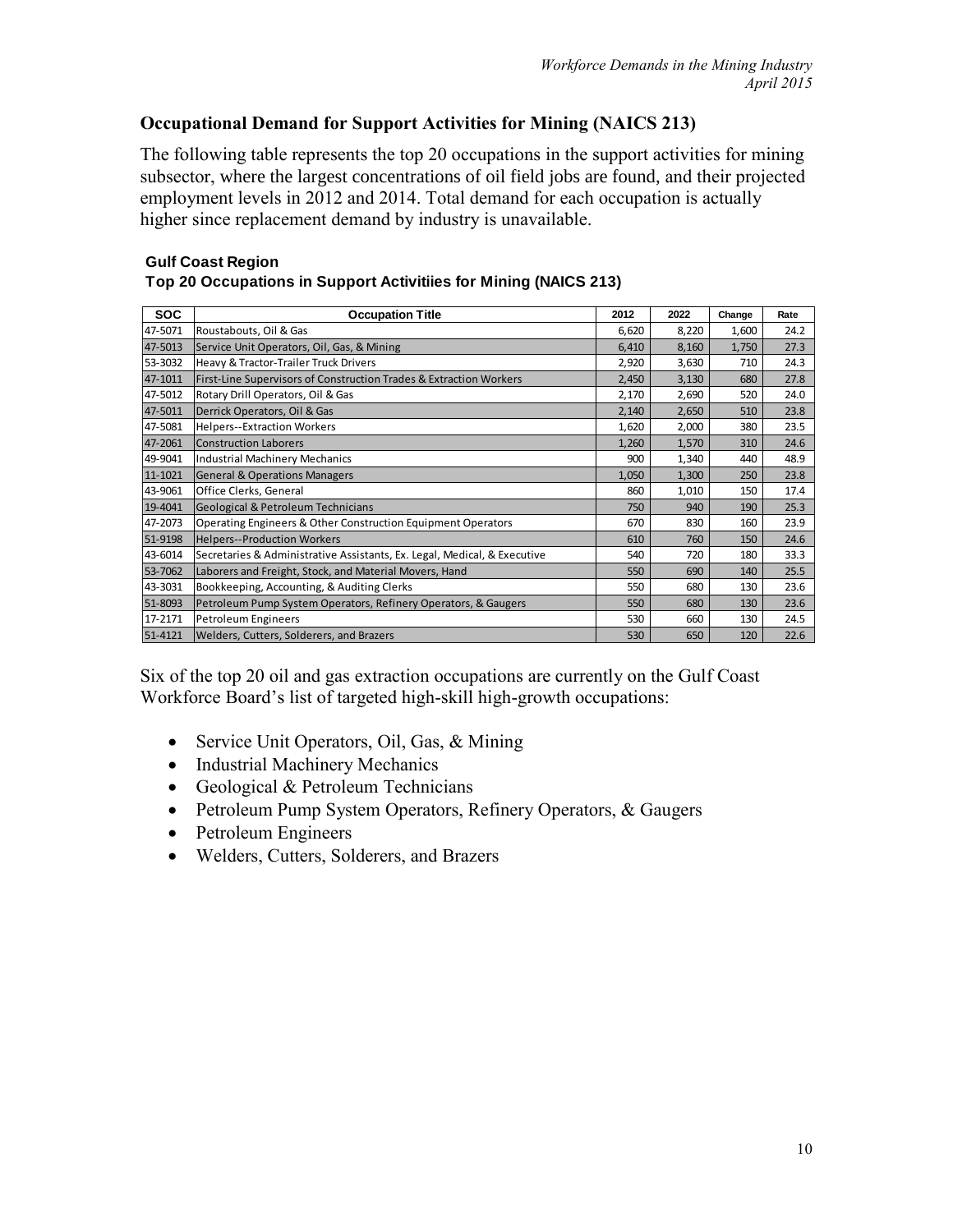## Occupational Demand for Support Activities for Mining (NAICS 213)

The following table represents the top 20 occupations in the support activities for mining subsector, where the largest concentrations of oil field jobs are found, and their projected employment levels in 2012 and 2014. Total demand for each occupation is actually higher since replacement demand by industry is unavailable.

**Gulf Coast Region**
**Top 20 Occupations in Support Activitiies for Mining (NAICS 213)**

| SOC | Occupation Title | 2012 | 2022 | Change | Rate |
|---|---|---|---|---|---|
| 47-5071 | Roustabouts, Oil & Gas | 6,620 | 8,220 | 1,600 | 24.2 |
| 47-5013 | Service Unit Operators, Oil, Gas, & Mining | 6,410 | 8,160 | 1,750 | 27.3 |
| 53-3032 | Heavy & Tractor-Trailer Truck Drivers | 2,920 | 3,630 | 710 | 24.3 |
| 47-1011 | First-Line Supervisors of Construction Trades & Extraction Workers | 2,450 | 3,130 | 680 | 27.8 |
| 47-5012 | Rotary Drill Operators, Oil & Gas | 2,170 | 2,690 | 520 | 24.0 |
| 47-5011 | Derrick Operators, Oil & Gas | 2,140 | 2,650 | 510 | 23.8 |
| 47-5081 | Helpers--Extraction Workers | 1,620 | 2,000 | 380 | 23.5 |
| 47-2061 | Construction Laborers | 1,260 | 1,570 | 310 | 24.6 |
| 49-9041 | Industrial Machinery Mechanics | 900 | 1,340 | 440 | 48.9 |
| 11-1021 | General & Operations Managers | 1,050 | 1,300 | 250 | 23.8 |
| 43-9061 | Office Clerks, General | 860 | 1,010 | 150 | 17.4 |
| 19-4041 | Geological & Petroleum Technicians | 750 | 940 | 190 | 25.3 |
| 47-2073 | Operating Engineers & Other Construction Equipment Operators | 670 | 830 | 160 | 23.9 |
| 51-9198 | Helpers--Production Workers | 610 | 760 | 150 | 24.6 |
| 43-6014 | Secretaries & Administrative Assistants, Ex. Legal, Medical, & Executive | 540 | 720 | 180 | 33.3 |
| 53-7062 | Laborers and Freight, Stock, and Material Movers, Hand | 550 | 690 | 140 | 25.5 |
| 43-3031 | Bookkeeping, Accounting, & Auditing Clerks | 550 | 680 | 130 | 23.6 |
| 51-8093 | Petroleum Pump System Operators, Refinery Operators, & Gaugers | 550 | 680 | 130 | 23.6 |
| 17-2171 | Petroleum Engineers | 530 | 660 | 130 | 24.5 |
| 51-4121 | Welders, Cutters, Solderers, and Brazers | 530 | 650 | 120 | 22.6 |

Six of the top 20 oil and gas extraction occupations are currently on the Gulf Coast Workforce Board's list of targeted high-skill high-growth occupations:

- Service Unit Operators, Oil, Gas, & Mining
- Industrial Machinery Mechanics
- Geological & Petroleum Technicians
- Petroleum Pump System Operators, Refinery Operators, & Gaugers
- Petroleum Engineers
- Welders, Cutters, Solderers, and Brazers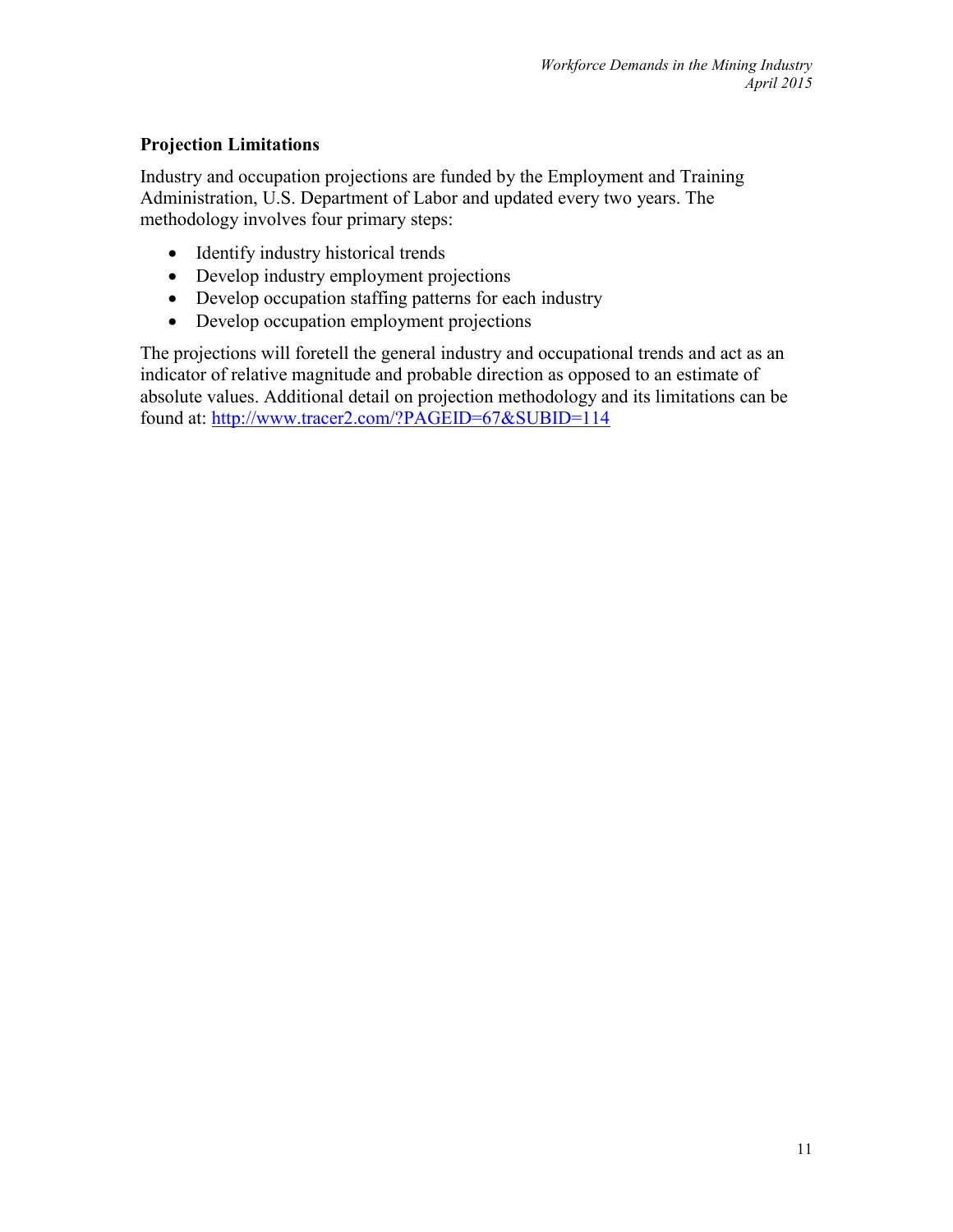**Projection Limitations**

Industry and occupation projections are funded by the Employment and Training Administration, U.S. Department of Labor and updated every two years. The methodology involves four primary steps:

- Identify industry historical trends
- Develop industry employment projections
- Develop occupation staffing patterns for each industry
- Develop occupation employment projections

The projections will foretell the general industry and occupational trends and act as an indicator of relative magnitude and probable direction as opposed to an estimate of absolute values. Additional detail on projection methodology and its limitations can be found at: http://www.tracer2.com/?PAGEID=67&SUBID=114